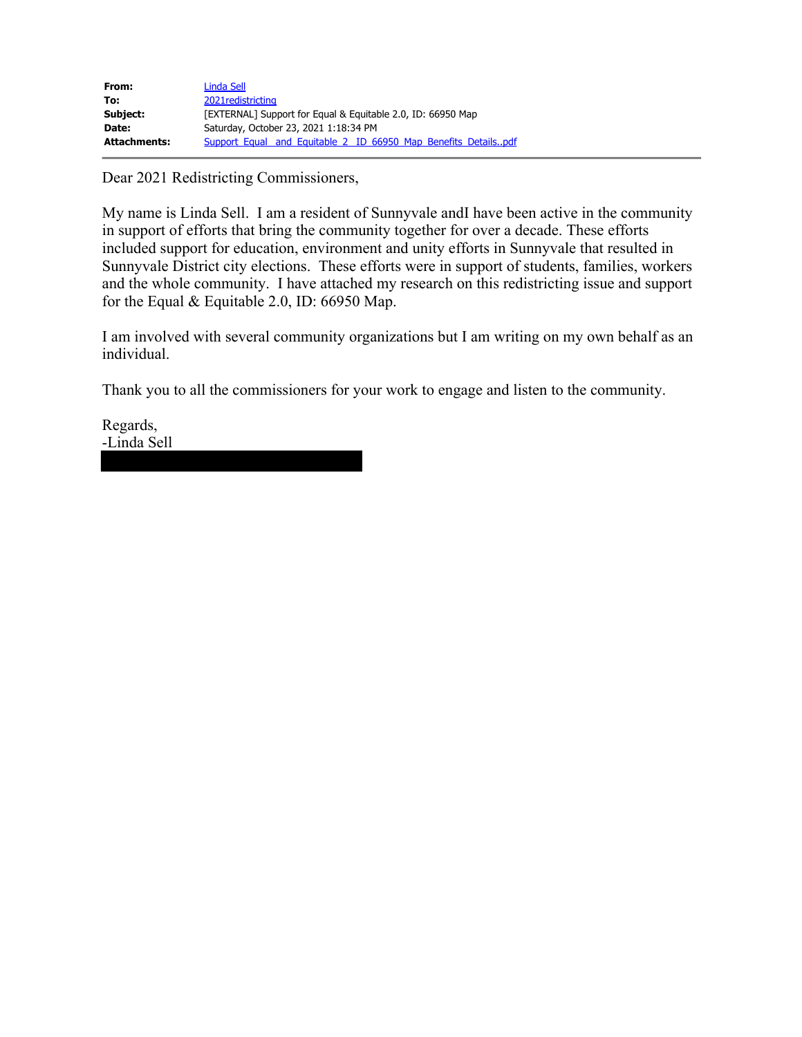| | |
|---|---|
| **From:** | Linda Sell |
| **To:** | 2021redistricting |
| **Subject:** | [EXTERNAL] Support for Equal & Equitable 2.0, ID: 66950 Map |
| **Date:** | Saturday, October 23, 2021 1:18:34 PM |
| **Attachments:** | Support_Equal_and_Equitable_2_ID_66950_Map_Benefits_Details..pdf |

Dear 2021 Redistricting Commissioners,

My name is Linda Sell. I am a resident of Sunnyvale andI have been active in the community in support of efforts that bring the community together for over a decade. These efforts included support for education, environment and unity efforts in Sunnyvale that resulted in Sunnyvale District city elections. These efforts were in support of students, families, workers and the whole community. I have attached my research on this redistricting issue and support for the Equal & Equitable 2.0, ID: 66950 Map.

I am involved with several community organizations but I am writing on my own behalf as an individual.

Thank you to all the commissioners for your work to engage and listen to the community.

Regards,
-Linda Sell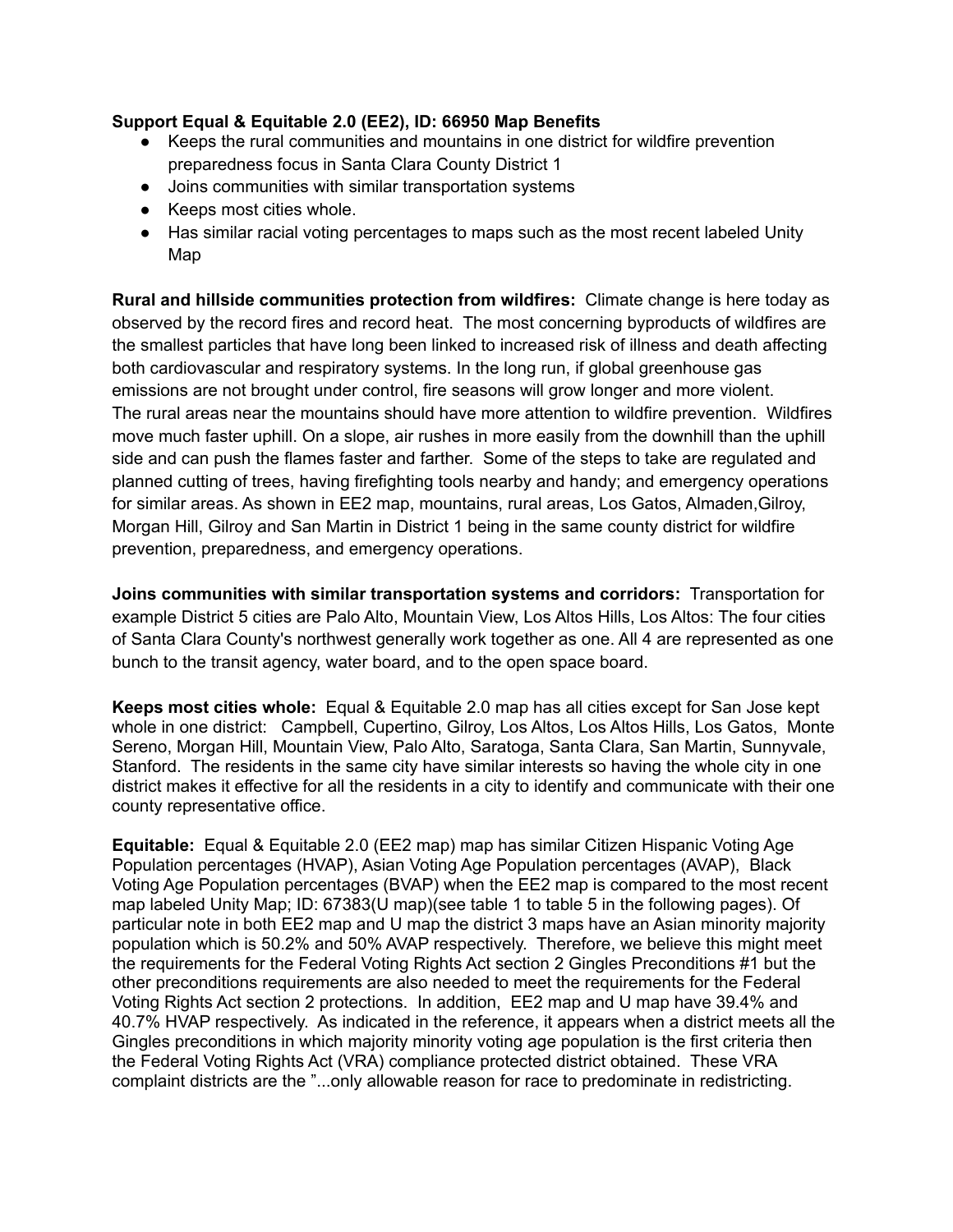**Support Equal & Equitable 2.0 (EE2), ID: 66950 Map Benefits**

- Keeps the rural communities and mountains in one district for wildfire prevention preparedness focus in Santa Clara County District 1
- Joins communities with similar transportation systems
- Keeps most cities whole.
- Has similar racial voting percentages to maps such as the most recent labeled Unity Map

**Rural and hillside communities protection from wildfires:** Climate change is here today as observed by the record fires and record heat. The most concerning byproducts of wildfires are the smallest particles that have long been linked to increased risk of illness and death affecting both cardiovascular and respiratory systems. In the long run, if global greenhouse gas emissions are not brought under control, fire seasons will grow longer and more violent. The rural areas near the mountains should have more attention to wildfire prevention. Wildfires move much faster uphill. On a slope, air rushes in more easily from the downhill than the uphill side and can push the flames faster and farther. Some of the steps to take are regulated and planned cutting of trees, having firefighting tools nearby and handy; and emergency operations for similar areas. As shown in EE2 map, mountains, rural areas, Los Gatos, Almaden,Gilroy, Morgan Hill, Gilroy and San Martin in District 1 being in the same county district for wildfire prevention, preparedness, and emergency operations.

**Joins communities with similar transportation systems and corridors:** Transportation for example District 5 cities are Palo Alto, Mountain View, Los Altos Hills, Los Altos: The four cities of Santa Clara County's northwest generally work together as one. All 4 are represented as one bunch to the transit agency, water board, and to the open space board.

**Keeps most cities whole:** Equal & Equitable 2.0 map has all cities except for San Jose kept whole in one district: Campbell, Cupertino, Gilroy, Los Altos, Los Altos Hills, Los Gatos, Monte Sereno, Morgan Hill, Mountain View, Palo Alto, Saratoga, Santa Clara, San Martin, Sunnyvale, Stanford. The residents in the same city have similar interests so having the whole city in one district makes it effective for all the residents in a city to identify and communicate with their one county representative office.

**Equitable:** Equal & Equitable 2.0 (EE2 map) map has similar Citizen Hispanic Voting Age Population percentages (HVAP), Asian Voting Age Population percentages (AVAP), Black Voting Age Population percentages (BVAP) when the EE2 map is compared to the most recent map labeled Unity Map; ID: 67383(U map)(see table 1 to table 5 in the following pages). Of particular note in both EE2 map and U map the district 3 maps have an Asian minority majority population which is 50.2% and 50% AVAP respectively. Therefore, we believe this might meet the requirements for the Federal Voting Rights Act section 2 Gingles Preconditions #1 but the other preconditions requirements are also needed to meet the requirements for the Federal Voting Rights Act section 2 protections. In addition, EE2 map and U map have 39.4% and 40.7% HVAP respectively. As indicated in the reference, it appears when a district meets all the Gingles preconditions in which majority minority voting age population is the first criteria then the Federal Voting Rights Act (VRA) compliance protected district obtained. These VRA complaint districts are the "...only allowable reason for race to predominate in redistricting.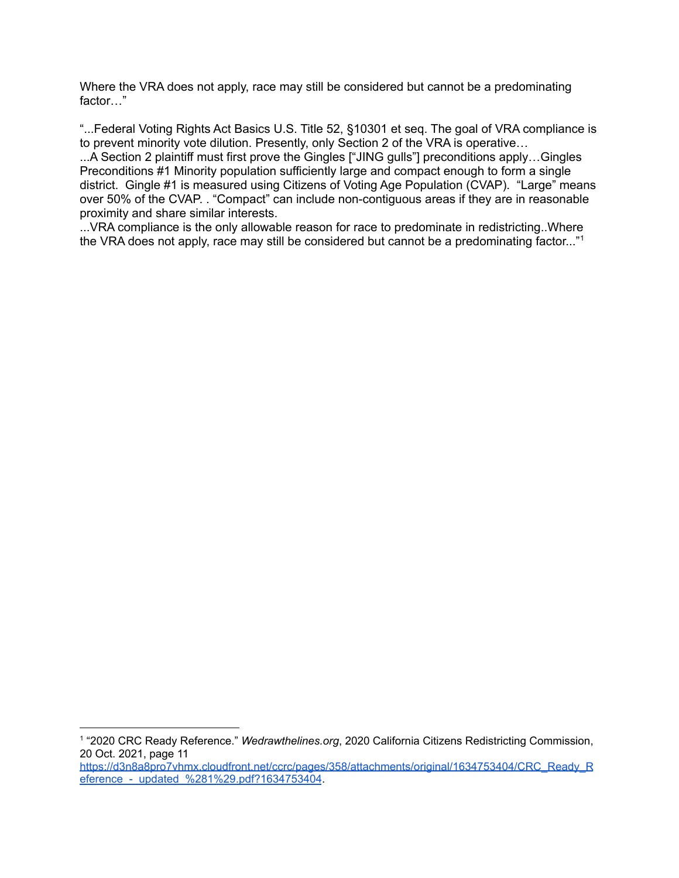Where the VRA does not apply, race may still be considered but cannot be a predominating factor…"

"...Federal Voting Rights Act Basics U.S. Title 52, §10301 et seq. The goal of VRA compliance is to prevent minority vote dilution. Presently, only Section 2 of the VRA is operative…
...A Section 2 plaintiff must first prove the Gingles ["JING gulls"] preconditions apply…Gingles Preconditions #1 Minority population sufficiently large and compact enough to form a single district.  Gingle #1 is measured using Citizens of Voting Age Population (CVAP).  "Large" means over 50% of the CVAP. . "Compact" can include non-contiguous areas if they are in reasonable proximity and share similar interests.
...VRA compliance is the only allowable reason for race to predominate in redistricting..Where the VRA does not apply, race may still be considered but cannot be a predominating factor..."[1]

---

[1] "2020 CRC Ready Reference." *Wedrawthelines.org*, 2020 California Citizens Redistricting Commission, 20 Oct. 2021, page 11 https://d3n8a8pro7vhmx.cloudfront.net/ccrc/pages/358/attachments/original/1634753404/CRC_Ready_Reference_-_updated_%281%29.pdf?1634753404.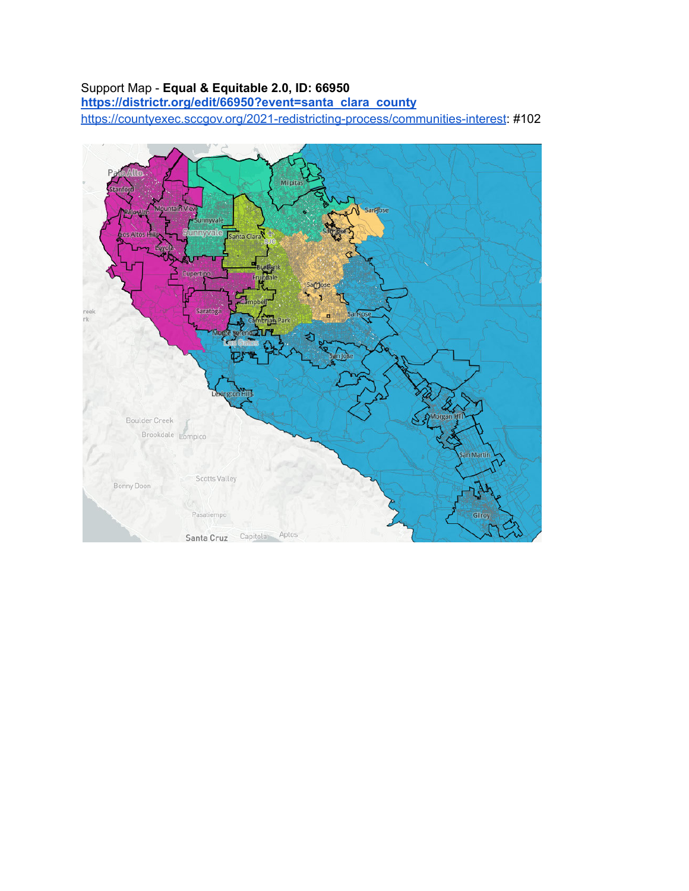Support Map - **Equal & Equitable 2.0, ID: 66950**
**https://districtr.org/edit/66950?event=santa_clara_county**
https://countyexec.sccgov.org/2021-redistricting-process/communities-interest: #102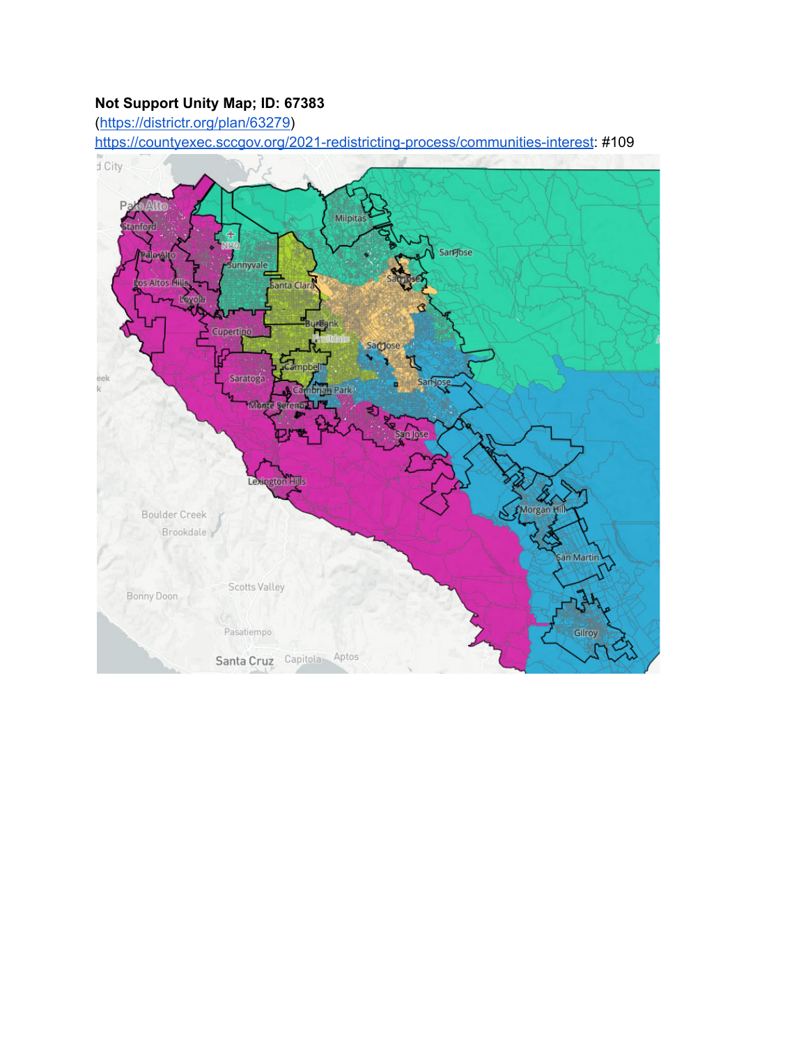**Not Support Unity Map; ID: 67383**

(https://districtr.org/plan/63279)

https://countyexec.sccgov.org/2021-redistricting-process/communities-interest: #109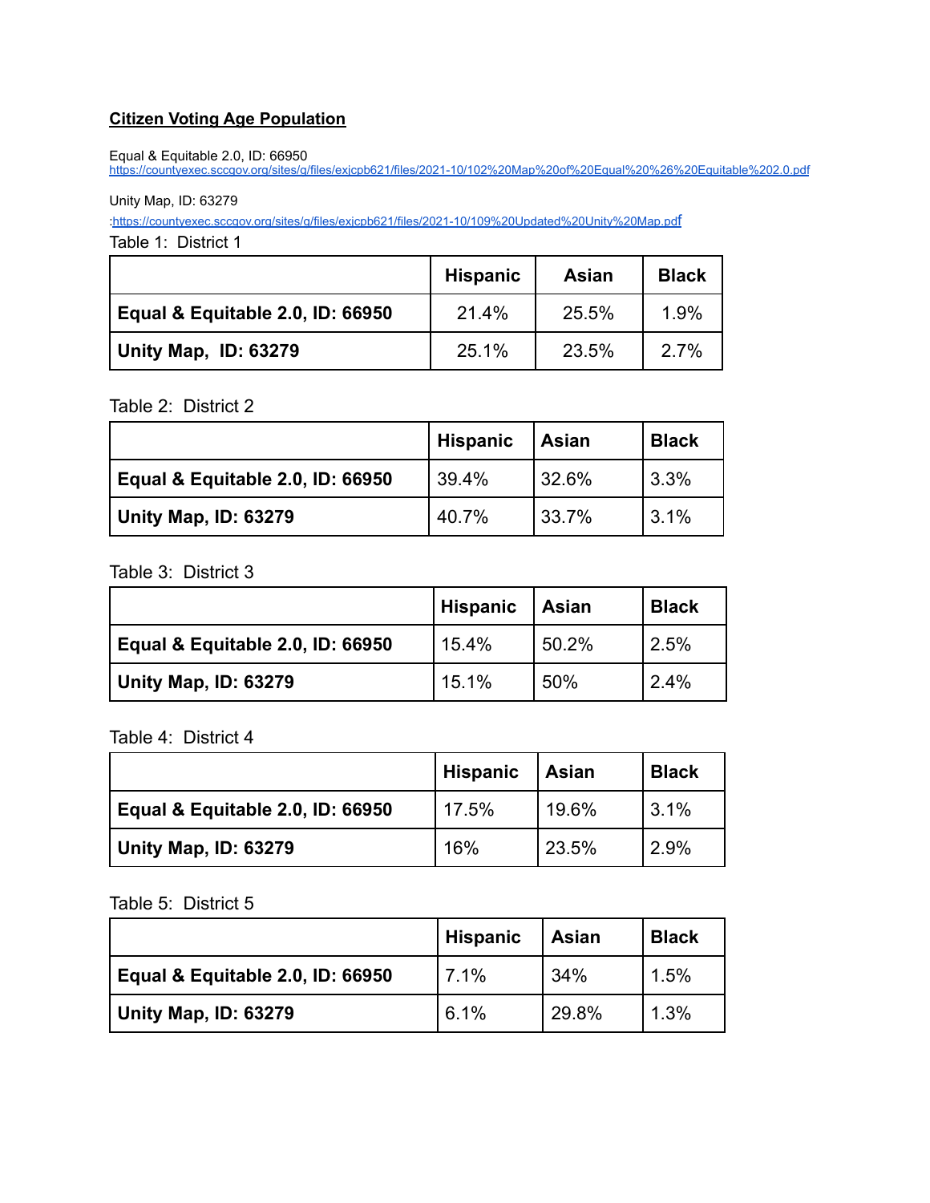## Citizen Voting Age Population

Equal & Equitable 2.0, ID: 66950
https://countyexec.sccgov.org/sites/g/files/exjcpb621/files/2021-10/102%20Map%20of%20Equal%20%26%20Equitable%202.0.pdf

Unity Map, ID: 63279
:https://countyexec.sccgov.org/sites/g/files/exjcpb621/files/2021-10/109%20Updated%20Unity%20Map.pdf

Table 1: District 1

| | **Hispanic** | **Asian** | **Black** |
|---|---|---|---|
| **Equal & Equitable 2.0, ID: 66950** | 21.4% | 25.5% | 1.9% |
| **Unity Map, ID: 63279** | 25.1% | 23.5% | 2.7% |

Table 2: District 2

| | **Hispanic** | **Asian** | **Black** |
|---|---|---|---|
| **Equal & Equitable 2.0, ID: 66950** | 39.4% | 32.6% | 3.3% |
| **Unity Map, ID: 63279** | 40.7% | 33.7% | 3.1% |

Table 3: District 3

| | **Hispanic** | **Asian** | **Black** |
|---|---|---|---|
| **Equal & Equitable 2.0, ID: 66950** | 15.4% | 50.2% | 2.5% |
| **Unity Map, ID: 63279** | 15.1% | 50% | 2.4% |

Table 4: District 4

| | **Hispanic** | **Asian** | **Black** |
|---|---|---|---|
| **Equal & Equitable 2.0, ID: 66950** | 17.5% | 19.6% | 3.1% |
| **Unity Map, ID: 63279** | 16% | 23.5% | 2.9% |

Table 5: District 5

| | **Hispanic** | **Asian** | **Black** |
|---|---|---|---|
| **Equal & Equitable 2.0, ID: 66950** | 7.1% | 34% | 1.5% |
| **Unity Map, ID: 63279** | 6.1% | 29.8% | 1.3% |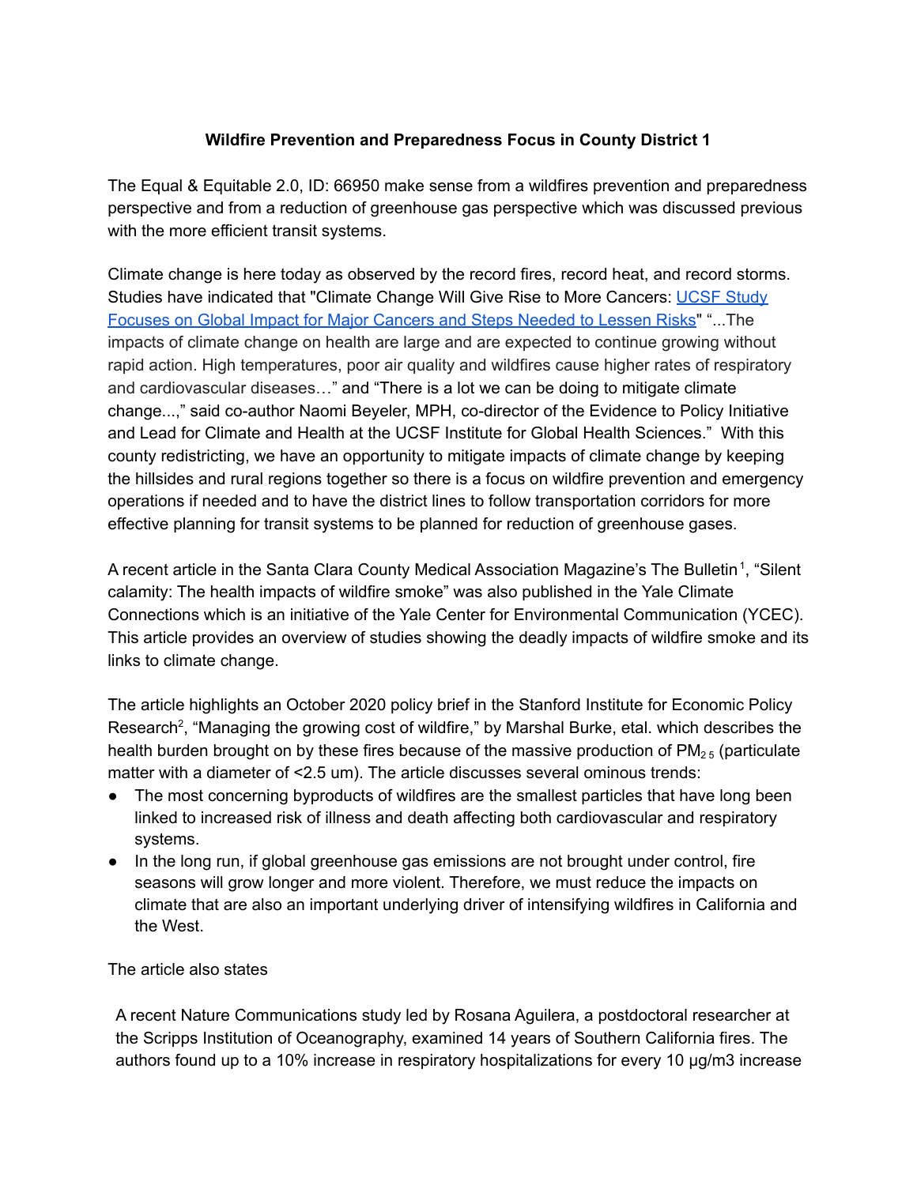**Wildfire Prevention and Preparedness Focus in County District 1**

The Equal & Equitable 2.0, ID: 66950 make sense from a wildfires prevention and preparedness perspective and from a reduction of greenhouse gas perspective which was discussed previous with the more efficient transit systems.

Climate change is here today as observed by the record fires, record heat, and record storms. Studies have indicated that "Climate Change Will Give Rise to More Cancers: [UCSF Study Focuses on Global Impact for Major Cancers and Steps Needed to Lessen Risks](#)" "...The impacts of climate change on health are large and are expected to continue growing without rapid action. High temperatures, poor air quality and wildfires cause higher rates of respiratory and cardiovascular diseases…" and "There is a lot we can be doing to mitigate climate change...," said co-author Naomi Beyeler, MPH, co-director of the Evidence to Policy Initiative and Lead for Climate and Health at the UCSF Institute for Global Health Sciences." With this county redistricting, we have an opportunity to mitigate impacts of climate change by keeping the hillsides and rural regions together so there is a focus on wildfire prevention and emergency operations if needed and to have the district lines to follow transportation corridors for more effective planning for transit systems to be planned for reduction of greenhouse gases.

A recent article in the Santa Clara County Medical Association Magazine's The Bulletin[1], "Silent calamity: The health impacts of wildfire smoke" was also published in the Yale Climate Connections which is an initiative of the Yale Center for Environmental Communication (YCEC). This article provides an overview of studies showing the deadly impacts of wildfire smoke and its links to climate change.

The article highlights an October 2020 policy brief in the Stanford Institute for Economic Policy Research[2], "Managing the growing cost of wildfire," by Marshal Burke, etal. which describes the health burden brought on by these fires because of the massive production of $PM_{2.5}$ (particulate matter with a diameter of <2.5 um). The article discusses several ominous trends:

- The most concerning byproducts of wildfires are the smallest particles that have long been linked to increased risk of illness and death affecting both cardiovascular and respiratory systems.
- In the long run, if global greenhouse gas emissions are not brought under control, fire seasons will grow longer and more violent. Therefore, we must reduce the impacts on climate that are also an important underlying driver of intensifying wildfires in California and the West.

The article also states

> A recent Nature Communications study led by Rosana Aguilera, a postdoctoral researcher at the Scripps Institution of Oceanography, examined 14 years of Southern California fires. The authors found up to a 10% increase in respiratory hospitalizations for every 10 μg/m3 increase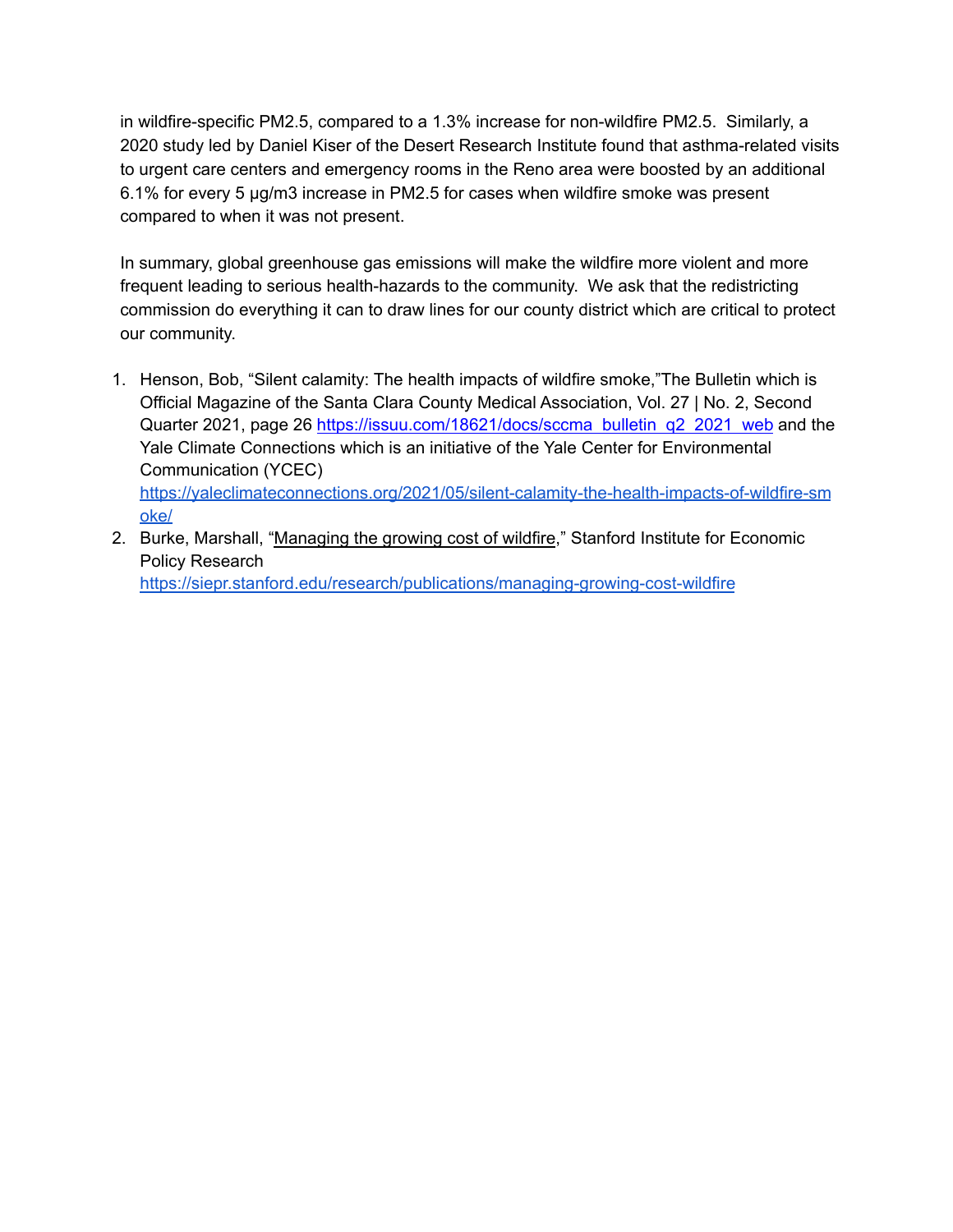in wildfire-specific PM2.5, compared to a 1.3% increase for non-wildfire PM2.5. Similarly, a 2020 study led by Daniel Kiser of the Desert Research Institute found that asthma-related visits to urgent care centers and emergency rooms in the Reno area were boosted by an additional 6.1% for every 5 µg/m3 increase in PM2.5 for cases when wildfire smoke was present compared to when it was not present.

In summary, global greenhouse gas emissions will make the wildfire more violent and more frequent leading to serious health-hazards to the community. We ask that the redistricting commission do everything it can to draw lines for our county district which are critical to protect our community.

1. Henson, Bob, "Silent calamity: The health impacts of wildfire smoke,"The Bulletin which is Official Magazine of the Santa Clara County Medical Association, Vol. 27 | No. 2, Second Quarter 2021, page 26 https://issuu.com/18621/docs/sccma_bulletin_q2_2021_web and the Yale Climate Connections which is an initiative of the Yale Center for Environmental Communication (YCEC) https://yaleclimateconnections.org/2021/05/silent-calamity-the-health-impacts-of-wildfire-smoke/
2. Burke, Marshall, "Managing the growing cost of wildfire," Stanford Institute for Economic Policy Research https://siepr.stanford.edu/research/publications/managing-growing-cost-wildfire